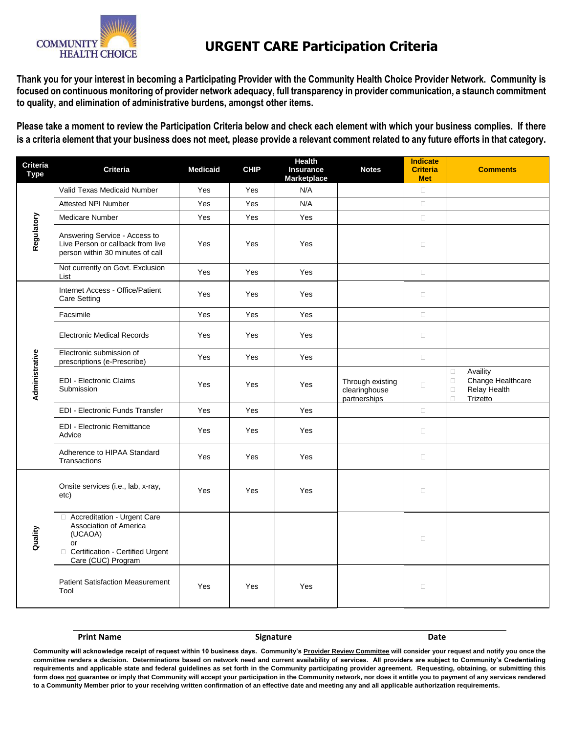COMMUNITY HEALTH CHOICE

# URGENT CARE Participation Criteria

**Thank you for your interest in becoming a Participating Provider with the Community Health Choice Provider Network. Community is focused on continuous monitoring of provider network adequacy, full transparency in provider communication, a staunch commitment to quality, and elimination of administrative burdens, amongst other items.**

**Please take a moment to review the Participation Criteria below and check each element with which your business complies. If there is a criteria element that your business does not meet, please provide a relevant comment related to any future efforts in that category.**

| Criteria Type | Criteria | Medicaid | CHIP | Health Insurance Marketplace | Notes | Indicate Criteria Met | Comments |
|---|---|---|---|---|---|---|---|
| Regulatory | Valid Texas Medicaid Number | Yes | Yes | N/A | | ☐ | |
| | Attested NPI Number | Yes | Yes | N/A | | ☐ | |
| | Medicare Number | Yes | Yes | Yes | | ☐ | |
| | Answering Service - Access to Live Person or callback from live person within 30 minutes of call | Yes | Yes | Yes | | ☐ | |
| | Not currently on Govt. Exclusion List | Yes | Yes | Yes | | ☐ | |
| Administrative | Internet Access - Office/Patient Care Setting | Yes | Yes | Yes | | ☐ | |
| | Facsimile | Yes | Yes | Yes | | ☐ | |
| | Electronic Medical Records | Yes | Yes | Yes | | ☐ | |
| | Electronic submission of prescriptions (e-Prescribe) | Yes | Yes | Yes | | ☐ | |
| | EDI - Electronic Claims Submission | Yes | Yes | Yes | Through existing clearinghouse partnerships | ☐ | ☐ Availity<br>☐ Change Healthcare<br>☐ Relay Health<br>☐ Trizetto |
| | EDI - Electronic Funds Transfer | Yes | Yes | Yes | | ☐ | |
| | EDI - Electronic Remittance Advice | Yes | Yes | Yes | | ☐ | |
| | Adherence to HIPAA Standard Transactions | Yes | Yes | Yes | | ☐ | |
| Quality | Onsite services (i.e., lab, x-ray, etc) | Yes | Yes | Yes | | ☐ | |
| | ☐ Accreditation - Urgent Care Association of America (UCAOA)<br>or<br>☐ Certification - Certified Urgent Care (CUC) Program | | | | | ☐ | |
| | Patient Satisfaction Measurement Tool | Yes | Yes | Yes | | ☐ | |

**Print Name** &nbsp;&nbsp;&nbsp;&nbsp; **Signature** &nbsp;&nbsp;&nbsp;&nbsp; **Date**

**Community will acknowledge receipt of request within 10 business days. Community's Provider Review Committee will consider your request and notify you once the committee renders a decision. Determinations based on network need and current availability of services. All providers are subject to Community's Credentialing requirements and applicable state and federal guidelines as set forth in the Community participating provider agreement. Requesting, obtaining, or submitting this form does not guarantee or imply that Community will accept your participation in the Community network, nor does it entitle you to payment of any services rendered to a Community Member prior to your receiving written confirmation of an effective date and meeting any and all applicable authorization requirements.**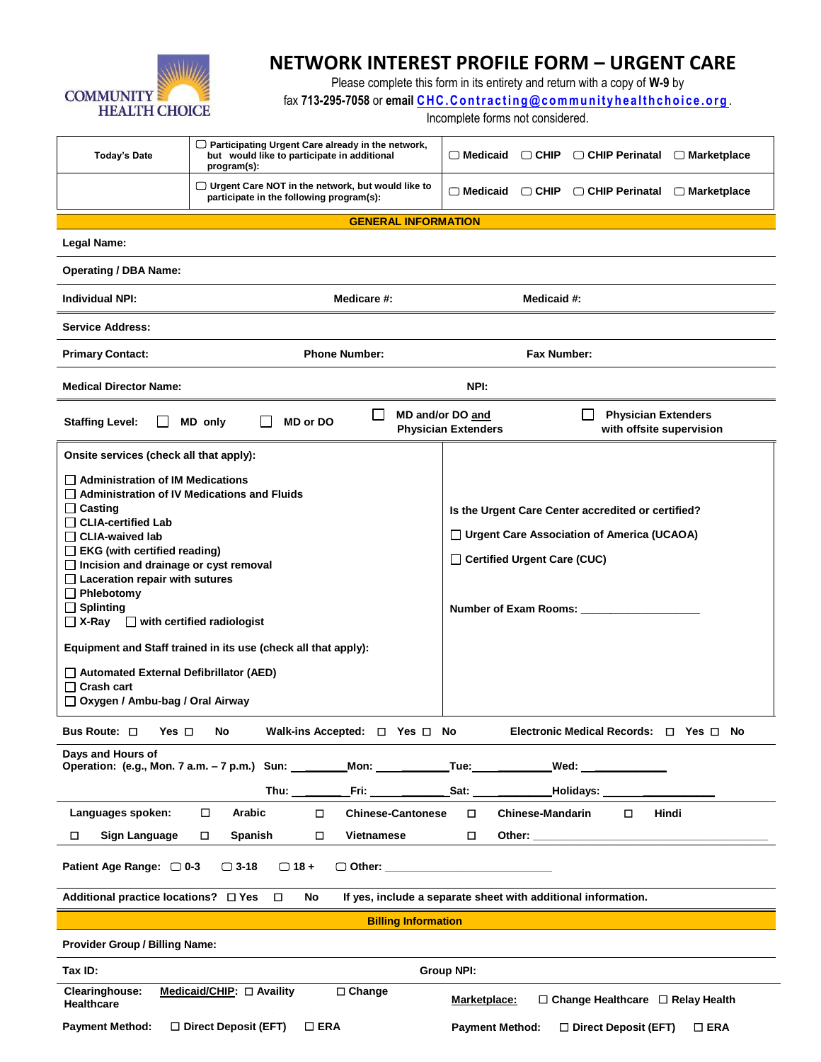COMMUNITY HEALTH CHOICE

# NETWORK INTEREST PROFILE FORM – URGENT CARE

Please complete this form in its entirety and return with a copy of **W-9** by fax **713-295-7058** or **email CHC.Contracting@communityhealthchoice.org**.

Incomplete forms not considered.

| | | |
|---|---|---|
| **Today's Date** | ▢ Participating Urgent Care already in the network, but would like to participate in additional program(s): | ▢ Medicaid ▢ CHIP ▢ CHIP Perinatal ▢ Marketplace |
| | ▢ Urgent Care NOT in the network, but would like to participate in the following program(s): | ▢ Medicaid ▢ CHIP ▢ CHIP Perinatal ▢ Marketplace |

## GENERAL INFORMATION

**Legal Name:**

**Operating / DBA Name:**

**Individual NPI:** **Medicare #:** **Medicaid #:**

**Service Address:**

**Primary Contact:** **Phone Number:** **Fax Number:**

**Medical Director Name:** **NPI:**

**Staffing Level:** ☐ MD only ☐ MD or DO ☐ MD and/or DO and Physician Extenders ☐ Physician Extenders with offsite supervision

**Onsite services (check all that apply):**

- ☐ Administration of IM Medications
- ☐ Administration of IV Medications and Fluids
- ☐ Casting
- ☐ CLIA-certified Lab
- ☐ CLIA-waived lab
- ☐ EKG (with certified reading)
- ☐ Incision and drainage or cyst removal
- ☐ Laceration repair with sutures
- ☐ Phlebotomy
- ☐ Splinting
- ☐ X-Ray ☐ with certified radiologist

**Equipment and Staff trained in its use (check all that apply):**

- ☐ Automated External Defibrillator (AED)
- ☐ Crash cart
- ☐ Oxygen / Ambu-bag / Oral Airway

**Is the Urgent Care Center accredited or certified?**

- ☐ Urgent Care Association of America (UCAOA)
- ☐ Certified Urgent Care (CUC)

**Number of Exam Rooms:** ____________________

**Bus Route:** ☐ Yes ☐ No **Walk-ins Accepted:** ☐ Yes ☐ No **Electronic Medical Records:** ☐ Yes ☐ No

**Days and Hours of Operation:** (e.g., Mon. 7 a.m. – 7 p.m.) **Sun:** ________ **Mon:** ____________ **Tue:** ____________ **Wed:** ____________

**Thu:** ________ **Fri:** ____________ **Sat:** ____________ **Holidays:** ____________

**Languages spoken:** ☐ Arabic ☐ Chinese-Cantonese ☐ Chinese-Mandarin ☐ Hindi

☐ Sign Language ☐ Spanish ☐ Vietnamese ☐ Other: ______________________________

**Patient Age Range:** ▢ 0-3 ▢ 3-18 ▢ 18 + ▢ Other: ____________________

**Additional practice locations?** ☐ Yes ☐ No **If yes, include a separate sheet with additional information.**

## Billing Information

**Provider Group / Billing Name:**

**Tax ID:** **Group NPI:**

**Clearinghouse: Healthcare** **Medicaid/CHIP:** ☐ Availity ☐ Change **Marketplace:** ☐ Change Healthcare ☐ Relay Health

**Payment Method:** ☐ Direct Deposit (EFT) ☐ ERA **Payment Method:** ☐ Direct Deposit (EFT) ☐ ERA